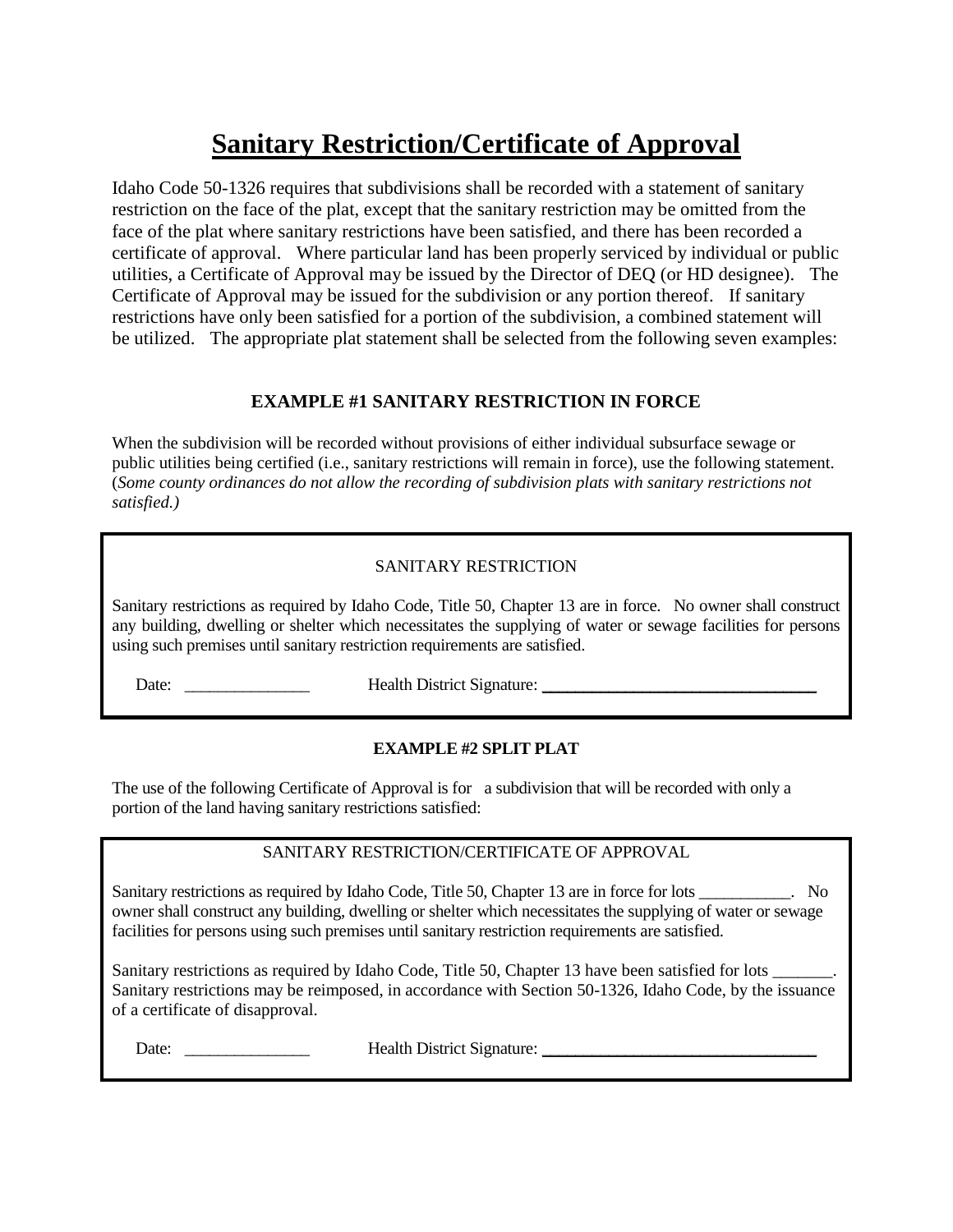# Sanitary Restriction/Certificate of Approval

Idaho Code 50-1326 requires that subdivisions shall be recorded with a statement of sanitary restriction on the face of the plat, except that the sanitary restriction may be omitted from the face of the plat where sanitary restrictions have been satisfied, and there has been recorded a certificate of approval. Where particular land has been properly serviced by individual or public utilities, a Certificate of Approval may be issued by the Director of DEQ (or HD designee). The Certificate of Approval may be issued for the subdivision or any portion thereof. If sanitary restrictions have only been satisfied for a portion of the subdivision, a combined statement will be utilized. The appropriate plat statement shall be selected from the following seven examples:

### EXAMPLE #1 SANITARY RESTRICTION IN FORCE

When the subdivision will be recorded without provisions of either individual subsurface sewage or public utilities being certified (i.e., sanitary restrictions will remain in force), use the following statement. (*Some county ordinances do not allow the recording of subdivision plats with sanitary restrictions not satisfied.)*

> SANITARY RESTRICTION
>
> Sanitary restrictions as required by Idaho Code, Title 50, Chapter 13 are in force. No owner shall construct any building, dwelling or shelter which necessitates the supplying of water or sewage facilities for persons using such premises until sanitary restriction requirements are satisfied.
>
> Date: _______________ Health District Signature: _________________________________

### EXAMPLE #2 SPLIT PLAT

The use of the following Certificate of Approval is for a subdivision that will be recorded with only a portion of the land having sanitary restrictions satisfied:

> SANITARY RESTRICTION/CERTIFICATE OF APPROVAL
>
> Sanitary restrictions as required by Idaho Code, Title 50, Chapter 13 are in force for lots ___________. No owner shall construct any building, dwelling or shelter which necessitates the supplying of water or sewage facilities for persons using such premises until sanitary restriction requirements are satisfied.
>
> Sanitary restrictions as required by Idaho Code, Title 50, Chapter 13 have been satisfied for lots _______. Sanitary restrictions may be reimposed, in accordance with Section 50-1326, Idaho Code, by the issuance of a certificate of disapproval.
>
> Date: _______________ Health District Signature: _________________________________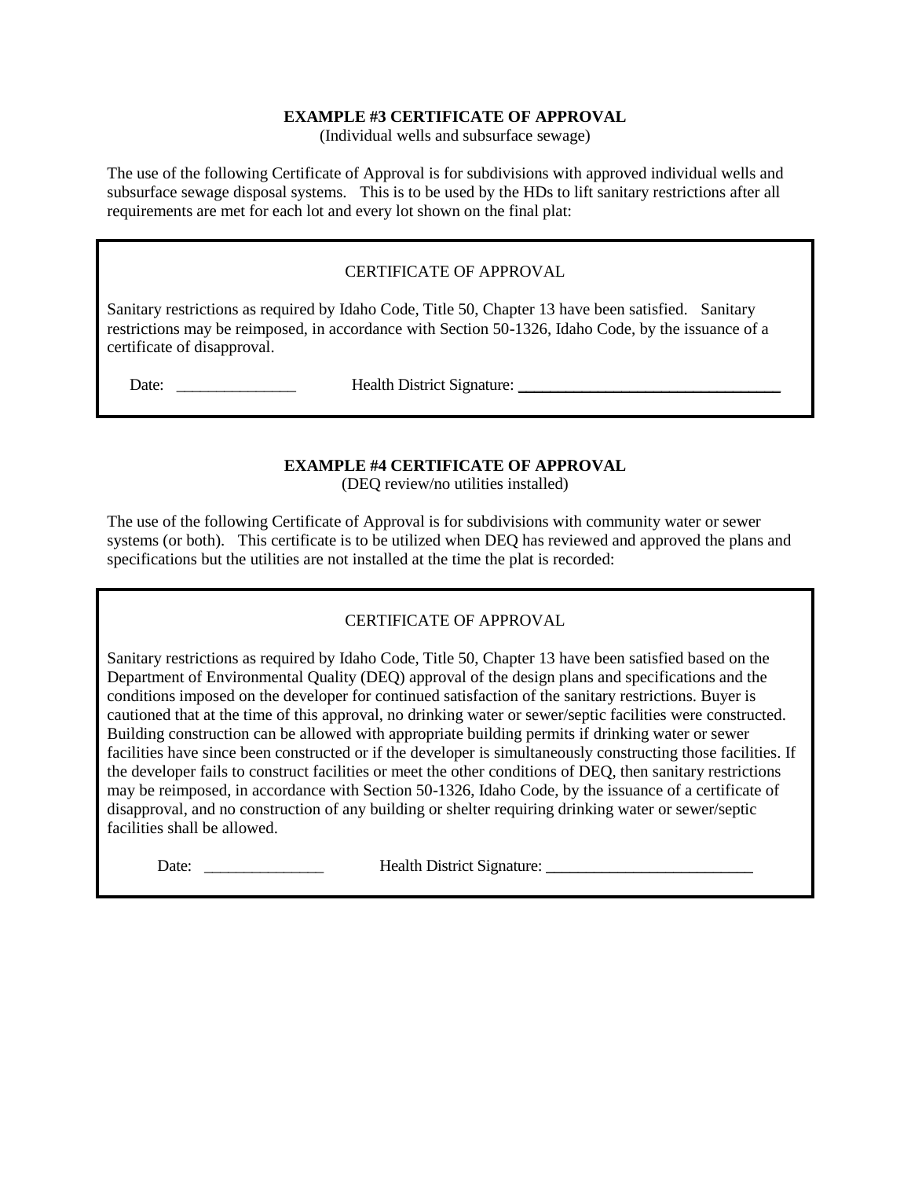**EXAMPLE #3 CERTIFICATE OF APPROVAL**

(Individual wells and subsurface sewage)

The use of the following Certificate of Approval is for subdivisions with approved individual wells and subsurface sewage disposal systems. This is to be used by the HDs to lift sanitary restrictions after all requirements are met for each lot and every lot shown on the final plat:

> CERTIFICATE OF APPROVAL
>
> Sanitary restrictions as required by Idaho Code, Title 50, Chapter 13 have been satisfied. Sanitary restrictions may be reimposed, in accordance with Section 50-1326, Idaho Code, by the issuance of a certificate of disapproval.
>
> Date: _______________ Health District Signature: _________________________________

**EXAMPLE #4 CERTIFICATE OF APPROVAL**

(DEQ review/no utilities installed)

The use of the following Certificate of Approval is for subdivisions with community water or sewer systems (or both). This certificate is to be utilized when DEQ has reviewed and approved the plans and specifications but the utilities are not installed at the time the plat is recorded:

> CERTIFICATE OF APPROVAL
>
> Sanitary restrictions as required by Idaho Code, Title 50, Chapter 13 have been satisfied based on the Department of Environmental Quality (DEQ) approval of the design plans and specifications and the conditions imposed on the developer for continued satisfaction of the sanitary restrictions. Buyer is cautioned that at the time of this approval, no drinking water or sewer/septic facilities were constructed. Building construction can be allowed with appropriate building permits if drinking water or sewer facilities have since been constructed or if the developer is simultaneously constructing those facilities. If the developer fails to construct facilities or meet the other conditions of DEQ, then sanitary restrictions may be reimposed, in accordance with Section 50-1326, Idaho Code, by the issuance of a certificate of disapproval, and no construction of any building or shelter requiring drinking water or sewer/septic facilities shall be allowed.
>
> Date: _______________ Health District Signature: __________________________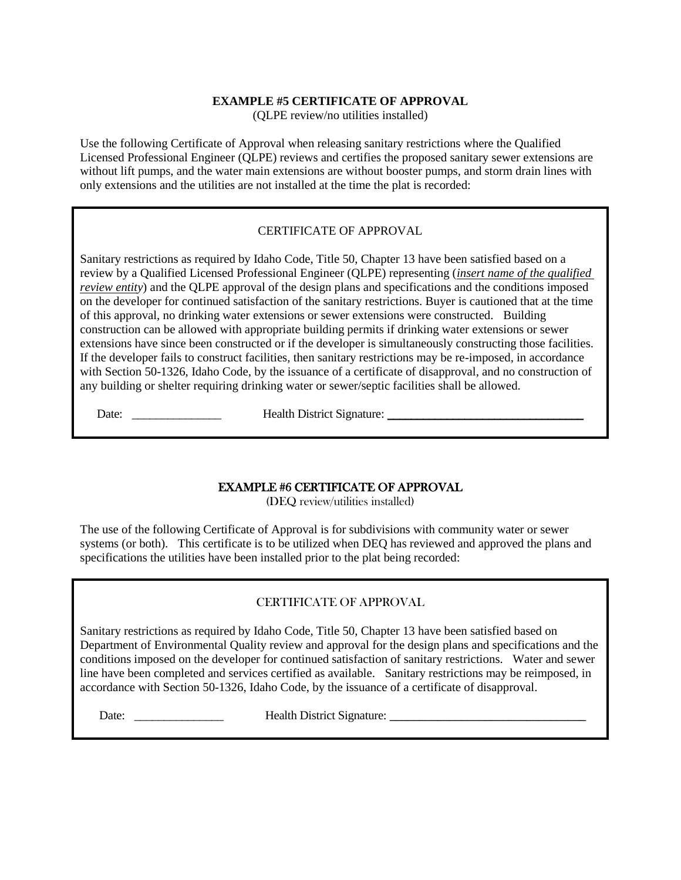### EXAMPLE #5 CERTIFICATE OF APPROVAL

(QLPE review/no utilities installed)

Use the following Certificate of Approval when releasing sanitary restrictions where the Qualified Licensed Professional Engineer (QLPE) reviews and certifies the proposed sanitary sewer extensions are without lift pumps, and the water main extensions are without booster pumps, and storm drain lines with only extensions and the utilities are not installed at the time the plat is recorded:

> CERTIFICATE OF APPROVAL
>
> Sanitary restrictions as required by Idaho Code, Title 50, Chapter 13 have been satisfied based on a review by a Qualified Licensed Professional Engineer (QLPE) representing (*insert name of the qualified review entity*) and the QLPE approval of the design plans and specifications and the conditions imposed on the developer for continued satisfaction of the sanitary restrictions. Buyer is cautioned that at the time of this approval, no drinking water extensions or sewer extensions were constructed. Building construction can be allowed with appropriate building permits if drinking water extensions or sewer extensions have since been constructed or if the developer is simultaneously constructing those facilities. If the developer fails to construct facilities, then sanitary restrictions may be re-imposed, in accordance with Section 50-1326, Idaho Code, by the issuance of a certificate of disapproval, and no construction of any building or shelter requiring drinking water or sewer/septic facilities shall be allowed.
>
> Date: _______________ Health District Signature: _________________________________

### EXAMPLE #6 CERTIFICATE OF APPROVAL

(DEQ review/utilities installed)

The use of the following Certificate of Approval is for subdivisions with community water or sewer systems (or both). This certificate is to be utilized when DEQ has reviewed and approved the plans and specifications the utilities have been installed prior to the plat being recorded:

> CERTIFICATE OF APPROVAL
>
> Sanitary restrictions as required by Idaho Code, Title 50, Chapter 13 have been satisfied based on Department of Environmental Quality review and approval for the design plans and specifications and the conditions imposed on the developer for continued satisfaction of sanitary restrictions. Water and sewer line have been completed and services certified as available. Sanitary restrictions may be reimposed, in accordance with Section 50-1326, Idaho Code, by the issuance of a certificate of disapproval.
>
> Date: _______________ Health District Signature: _________________________________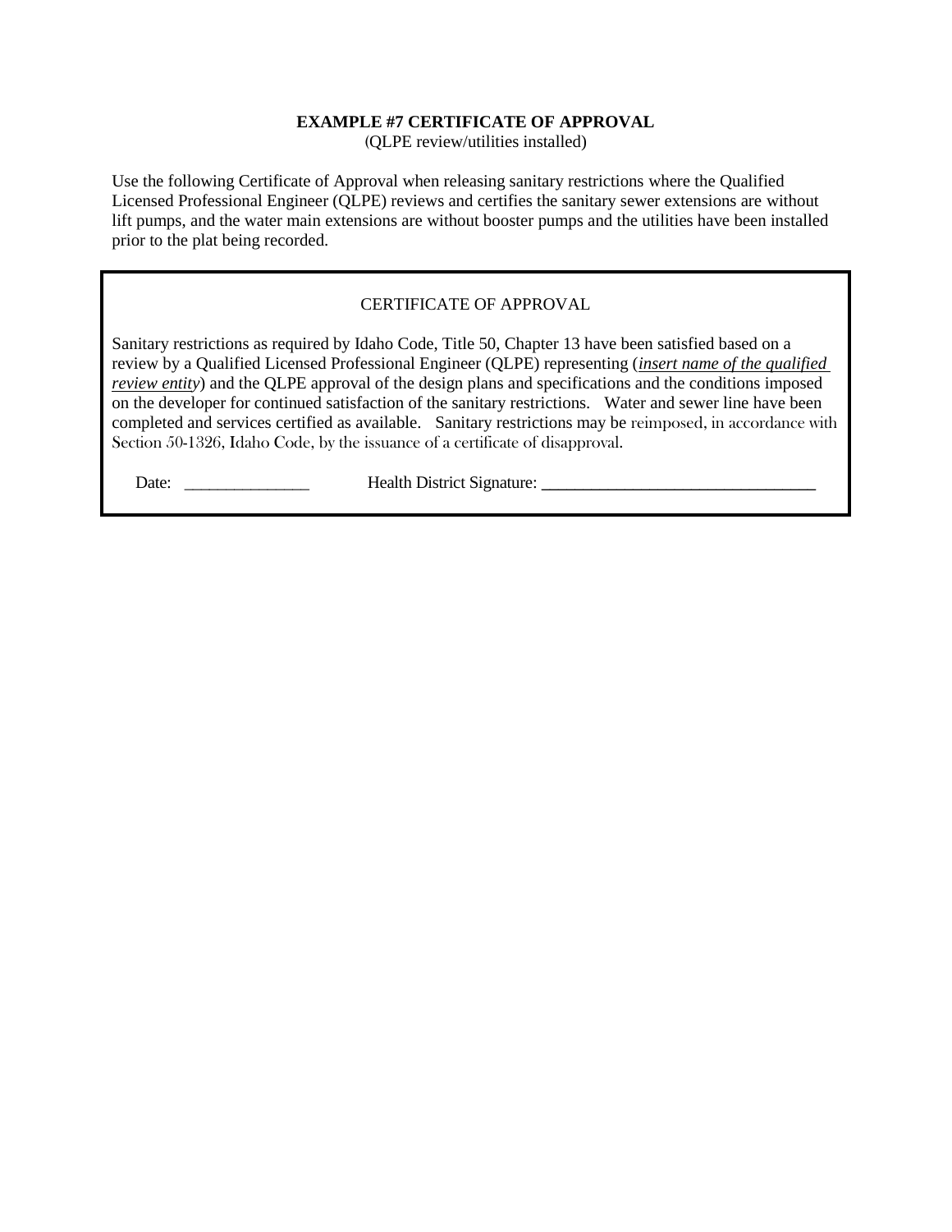**EXAMPLE #7 CERTIFICATE OF APPROVAL**

(QLPE review/utilities installed)

Use the following Certificate of Approval when releasing sanitary restrictions where the Qualified Licensed Professional Engineer (QLPE) reviews and certifies the sanitary sewer extensions are without lift pumps, and the water main extensions are without booster pumps and the utilities have been installed prior to the plat being recorded.

---

CERTIFICATE OF APPROVAL

Sanitary restrictions as required by Idaho Code, Title 50, Chapter 13 have been satisfied based on a review by a Qualified Licensed Professional Engineer (QLPE) representing (*insert name of the qualified review entity*) and the QLPE approval of the design plans and specifications and the conditions imposed on the developer for continued satisfaction of the sanitary restrictions. Water and sewer line have been completed and services certified as available. Sanitary restrictions may be reimposed, in accordance with Section 50-1326, Idaho Code, by the issuance of a certificate of disapproval.

Date: _______________ Health District Signature: ________________________________

---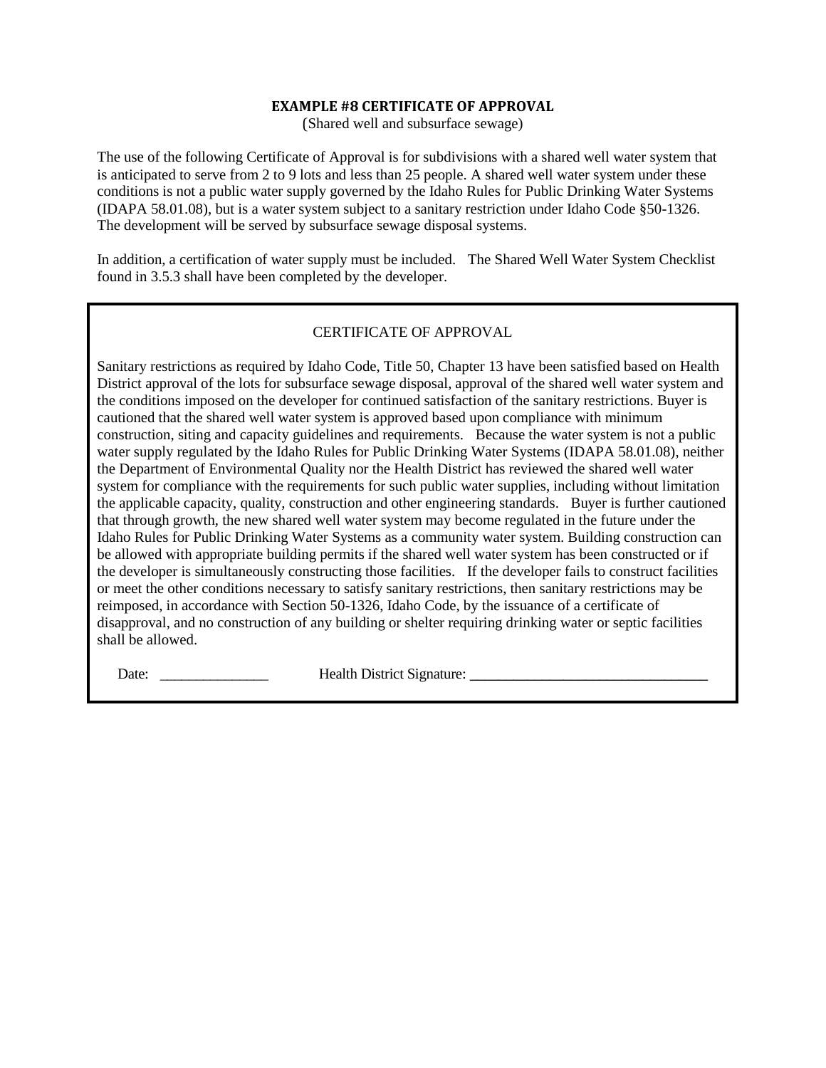## EXAMPLE #8 CERTIFICATE OF APPROVAL

(Shared well and subsurface sewage)

The use of the following Certificate of Approval is for subdivisions with a shared well water system that is anticipated to serve from 2 to 9 lots and less than 25 people. A shared well water system under these conditions is not a public water supply governed by the Idaho Rules for Public Drinking Water Systems (IDAPA 58.01.08), but is a water system subject to a sanitary restriction under Idaho Code §50-1326. The development will be served by subsurface sewage disposal systems.

In addition, a certification of water supply must be included. The Shared Well Water System Checklist found in 3.5.3 shall have been completed by the developer.

---

CERTIFICATE OF APPROVAL

Sanitary restrictions as required by Idaho Code, Title 50, Chapter 13 have been satisfied based on Health District approval of the lots for subsurface sewage disposal, approval of the shared well water system and the conditions imposed on the developer for continued satisfaction of the sanitary restrictions. Buyer is cautioned that the shared well water system is approved based upon compliance with minimum construction, siting and capacity guidelines and requirements. Because the water system is not a public water supply regulated by the Idaho Rules for Public Drinking Water Systems (IDAPA 58.01.08), neither the Department of Environmental Quality nor the Health District has reviewed the shared well water system for compliance with the requirements for such public water supplies, including without limitation the applicable capacity, quality, construction and other engineering standards. Buyer is further cautioned that through growth, the new shared well water system may become regulated in the future under the Idaho Rules for Public Drinking Water Systems as a community water system. Building construction can be allowed with appropriate building permits if the shared well water system has been constructed or if the developer is simultaneously constructing those facilities. If the developer fails to construct facilities or meet the other conditions necessary to satisfy sanitary restrictions, then sanitary restrictions may be reimposed, in accordance with Section 50-1326, Idaho Code, by the issuance of a certificate of disapproval, and no construction of any building or shelter requiring drinking water or septic facilities shall be allowed.

Date: _______________ Health District Signature: _________________________________

---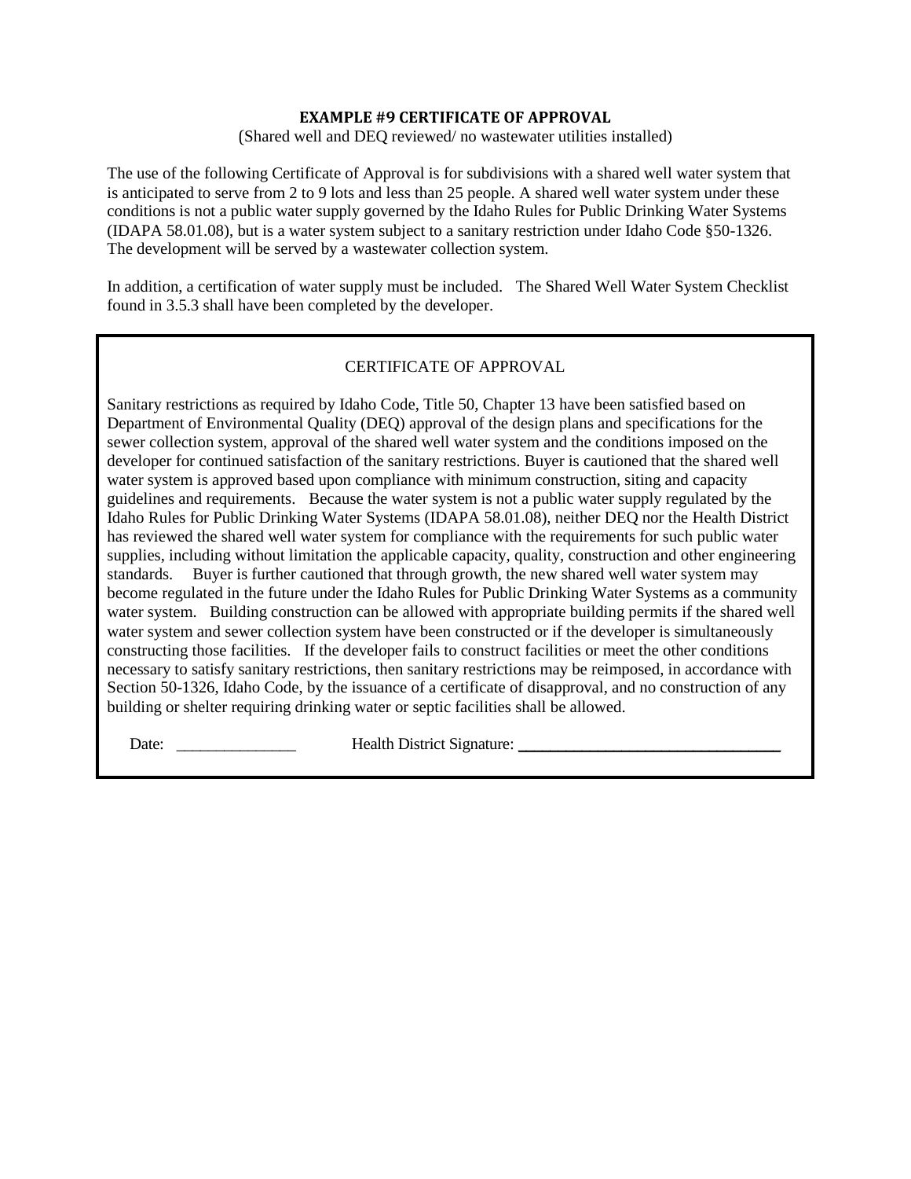## EXAMPLE #9 CERTIFICATE OF APPROVAL

(Shared well and DEQ reviewed/ no wastewater utilities installed)

The use of the following Certificate of Approval is for subdivisions with a shared well water system that is anticipated to serve from 2 to 9 lots and less than 25 people. A shared well water system under these conditions is not a public water supply governed by the Idaho Rules for Public Drinking Water Systems (IDAPA 58.01.08), but is a water system subject to a sanitary restriction under Idaho Code §50-1326. The development will be served by a wastewater collection system.

In addition, a certification of water supply must be included. The Shared Well Water System Checklist found in 3.5.3 shall have been completed by the developer.

CERTIFICATE OF APPROVAL

Sanitary restrictions as required by Idaho Code, Title 50, Chapter 13 have been satisfied based on Department of Environmental Quality (DEQ) approval of the design plans and specifications for the sewer collection system, approval of the shared well water system and the conditions imposed on the developer for continued satisfaction of the sanitary restrictions. Buyer is cautioned that the shared well water system is approved based upon compliance with minimum construction, siting and capacity guidelines and requirements. Because the water system is not a public water supply regulated by the Idaho Rules for Public Drinking Water Systems (IDAPA 58.01.08), neither DEQ nor the Health District has reviewed the shared well water system for compliance with the requirements for such public water supplies, including without limitation the applicable capacity, quality, construction and other engineering standards. Buyer is further cautioned that through growth, the new shared well water system may become regulated in the future under the Idaho Rules for Public Drinking Water Systems as a community water system. Building construction can be allowed with appropriate building permits if the shared well water system and sewer collection system have been constructed or if the developer is simultaneously constructing those facilities. If the developer fails to construct facilities or meet the other conditions necessary to satisfy sanitary restrictions, then sanitary restrictions may be reimposed, in accordance with Section 50-1326, Idaho Code, by the issuance of a certificate of disapproval, and no construction of any building or shelter requiring drinking water or septic facilities shall be allowed.

Date: _______________ Health District Signature: ________________________________